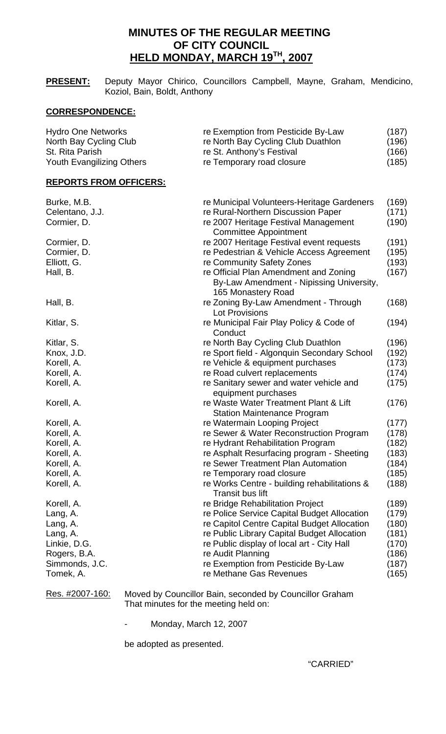# MINUTES OF THE REGULAR MEETING OF CITY COUNCIL HELD MONDAY, MARCH 19TH, 2007

**PRESENT:** Deputy Mayor Chirico, Councillors Campbell, Mayne, Graham, Mendicino, Koziol, Bain, Boldt, Anthony

## CORRESPONDENCE:

| | | |
|---|---|---|
| Hydro One Networks | re Exemption from Pesticide By-Law | (187) |
| North Bay Cycling Club | re North Bay Cycling Club Duathlon | (196) |
| St. Rita Parish | re St. Anthony's Festival | (166) |
| Youth Evangilizing Others | re Temporary road closure | (185) |

## REPORTS FROM OFFICERS:

| | | |
|---|---|---|
| Burke, M.B. | re Municipal Volunteers-Heritage Gardeners | (169) |
| Celentano, J.J. | re Rural-Northern Discussion Paper | (171) |
| Cormier, D. | re 2007 Heritage Festival Management Committee Appointment | (190) |
| Cormier, D. | re 2007 Heritage Festival event requests | (191) |
| Cormier, D. | re Pedestrian & Vehicle Access Agreement | (195) |
| Elliott, G. | re Community Safety Zones | (193) |
| Hall, B. | re Official Plan Amendment and Zoning By-Law Amendment - Nipissing University, 165 Monastery Road | (167) |
| Hall, B. | re Zoning By-Law Amendment - Through Lot Provisions | (168) |
| Kitlar, S. | re Municipal Fair Play Policy & Code of Conduct | (194) |
| Kitlar, S. | re North Bay Cycling Club Duathlon | (196) |
| Knox, J.D. | re Sport field - Algonquin Secondary School | (192) |
| Korell, A. | re Vehicle & equipment purchases | (173) |
| Korell, A. | re Road culvert replacements | (174) |
| Korell, A. | re Sanitary sewer and water vehicle and equipment purchases | (175) |
| Korell, A. | re Waste Water Treatment Plant & Lift Station Maintenance Program | (176) |
| Korell, A. | re Watermain Looping Project | (177) |
| Korell, A. | re Sewer & Water Reconstruction Program | (178) |
| Korell, A. | re Hydrant Rehabilitation Program | (182) |
| Korell, A. | re Asphalt Resurfacing program - Sheeting | (183) |
| Korell, A. | re Sewer Treatment Plan Automation | (184) |
| Korell, A. | re Temporary road closure | (185) |
| Korell, A. | re Works Centre - building rehabilitations & Transit bus lift | (188) |
| Korell, A. | re Bridge Rehabilitation Project | (189) |
| Lang, A. | re Police Service Capital Budget Allocation | (179) |
| Lang, A. | re Capitol Centre Capital Budget Allocation | (180) |
| Lang, A. | re Public Library Capital Budget Allocation | (181) |
| Linkie, D.G. | re Public display of local art - City Hall | (170) |
| Rogers, B.A. | re Audit Planning | (186) |
| Simmonds, J.C. | re Exemption from Pesticide By-Law | (187) |
| Tomek, A. | re Methane Gas Revenues | (165) |

Res. #2007-160: Moved by Councillor Bain, seconded by Councillor Graham
That minutes for the meeting held on:

- Monday, March 12, 2007

be adopted as presented.

"CARRIED"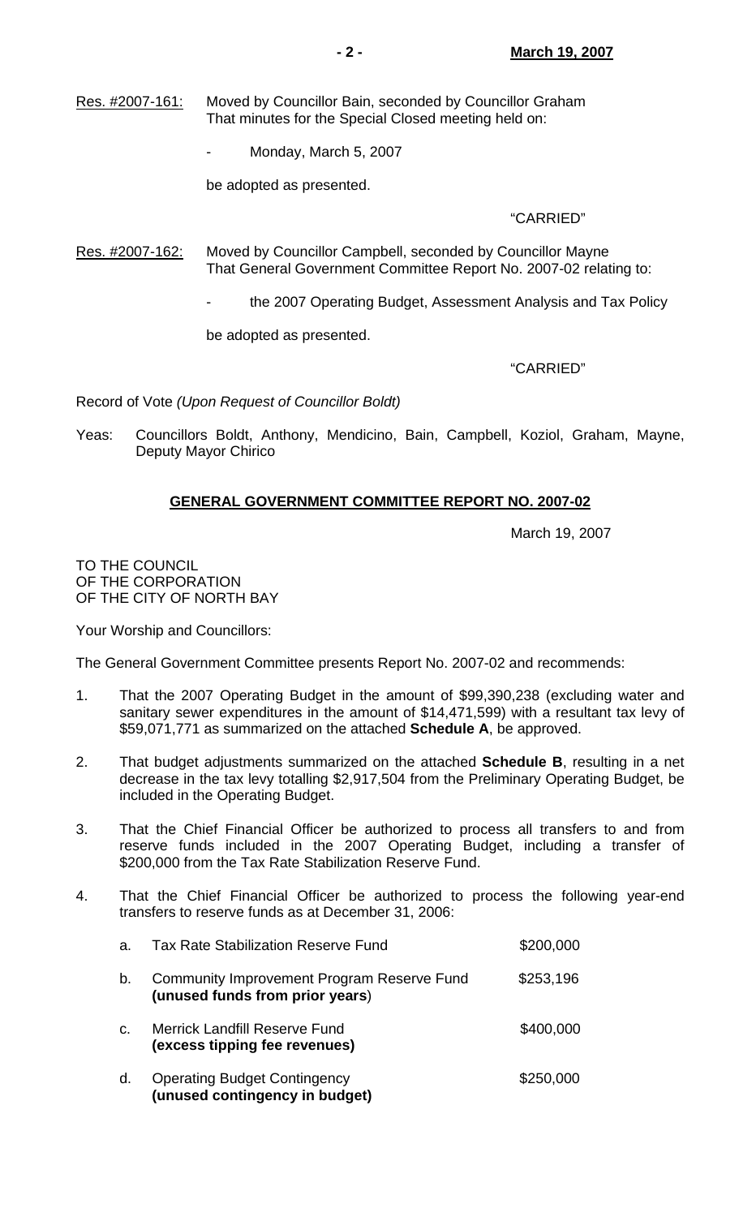Res. #2007-161: Moved by Councillor Bain, seconded by Councillor Graham
That minutes for the Special Closed meeting held on:

- Monday, March 5, 2007

be adopted as presented.

"CARRIED"

Res. #2007-162: Moved by Councillor Campbell, seconded by Councillor Mayne
That General Government Committee Report No. 2007-02 relating to:

- the 2007 Operating Budget, Assessment Analysis and Tax Policy

be adopted as presented.

"CARRIED"

Record of Vote *(Upon Request of Councillor Boldt)*

Yeas: Councillors Boldt, Anthony, Mendicino, Bain, Campbell, Koziol, Graham, Mayne, Deputy Mayor Chirico

## GENERAL GOVERNMENT COMMITTEE REPORT NO. 2007-02

March 19, 2007

TO THE COUNCIL
OF THE CORPORATION
OF THE CITY OF NORTH BAY

Your Worship and Councillors:

The General Government Committee presents Report No. 2007-02 and recommends:

1. That the 2007 Operating Budget in the amount of $99,390,238 (excluding water and sanitary sewer expenditures in the amount of $14,471,599) with a resultant tax levy of $59,071,771 as summarized on the attached **Schedule A**, be approved.

2. That budget adjustments summarized on the attached **Schedule B**, resulting in a net decrease in the tax levy totalling $2,917,504 from the Preliminary Operating Budget, be included in the Operating Budget.

3. That the Chief Financial Officer be authorized to process all transfers to and from reserve funds included in the 2007 Operating Budget, including a transfer of $200,000 from the Tax Rate Stabilization Reserve Fund.

4. That the Chief Financial Officer be authorized to process the following year-end transfers to reserve funds as at December 31, 2006:

| | | |
|---|---|---|
| a. | Tax Rate Stabilization Reserve Fund | $200,000 |
| b. | Community Improvement Program Reserve Fund **(unused funds from prior years)** | $253,196 |
| c. | Merrick Landfill Reserve Fund **(excess tipping fee revenues)** | $400,000 |
| d. | Operating Budget Contingency **(unused contingency in budget)** | $250,000 |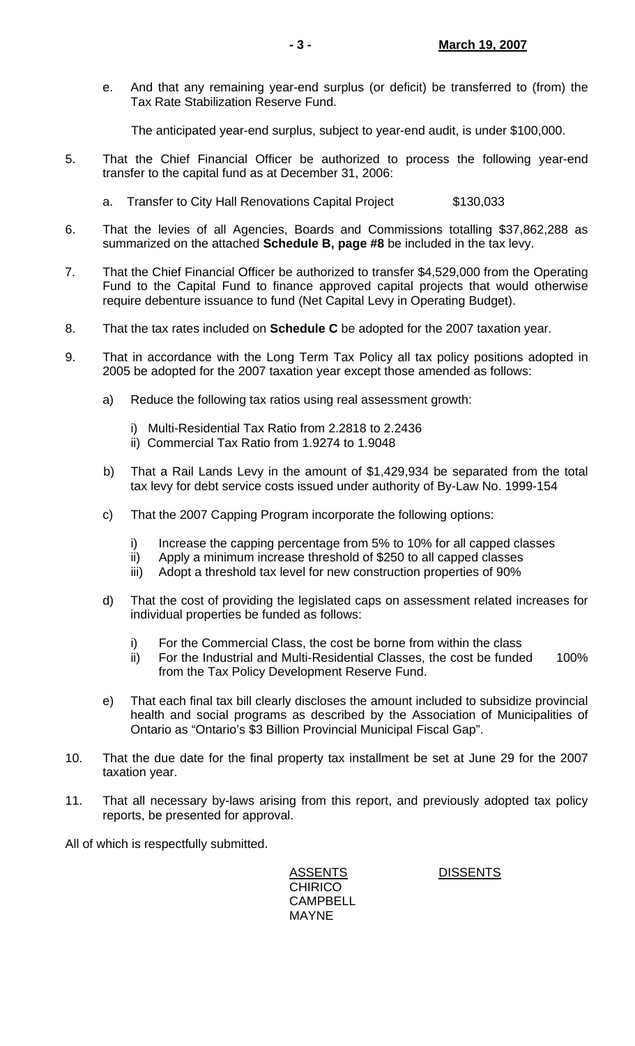e. And that any remaining year-end surplus (or deficit) be transferred to (from) the Tax Rate Stabilization Reserve Fund.

   The anticipated year-end surplus, subject to year-end audit, is under $100,000.

5. That the Chief Financial Officer be authorized to process the following year-end transfer to the capital fund as at December 31, 2006:

   a. Transfer to City Hall Renovations Capital Project $130,033

6. That the levies of all Agencies, Boards and Commissions totalling $37,862,288 as summarized on the attached **Schedule B, page #8** be included in the tax levy.

7. That the Chief Financial Officer be authorized to transfer $4,529,000 from the Operating Fund to the Capital Fund to finance approved capital projects that would otherwise require debenture issuance to fund (Net Capital Levy in Operating Budget).

8. That the tax rates included on **Schedule C** be adopted for the 2007 taxation year.

9. That in accordance with the Long Term Tax Policy all tax policy positions adopted in 2005 be adopted for the 2007 taxation year except those amended as follows:

   a) Reduce the following tax ratios using real assessment growth:

      i) Multi-Residential Tax Ratio from 2.2818 to 2.2436
      ii) Commercial Tax Ratio from 1.9274 to 1.9048

   b) That a Rail Lands Levy in the amount of $1,429,934 be separated from the total tax levy for debt service costs issued under authority of By-Law No. 1999-154

   c) That the 2007 Capping Program incorporate the following options:

      i) Increase the capping percentage from 5% to 10% for all capped classes
      ii) Apply a minimum increase threshold of $250 to all capped classes
      iii) Adopt a threshold tax level for new construction properties of 90%

   d) That the cost of providing the legislated caps on assessment related increases for individual properties be funded as follows:

      i) For the Commercial Class, the cost be borne from within the class
      ii) For the Industrial and Multi-Residential Classes, the cost be funded 100% from the Tax Policy Development Reserve Fund.

   e) That each final tax bill clearly discloses the amount included to subsidize provincial health and social programs as described by the Association of Municipalities of Ontario as "Ontario's $3 Billion Provincial Municipal Fiscal Gap".

10. That the due date for the final property tax installment be set at June 29 for the 2007 taxation year.

11. That all necessary by-laws arising from this report, and previously adopted tax policy reports, be presented for approval.

All of which is respectfully submitted.

| ASSENTS | DISSENTS |
| --- | --- |
| CHIRICO | |
| CAMPBELL | |
| MAYNE | |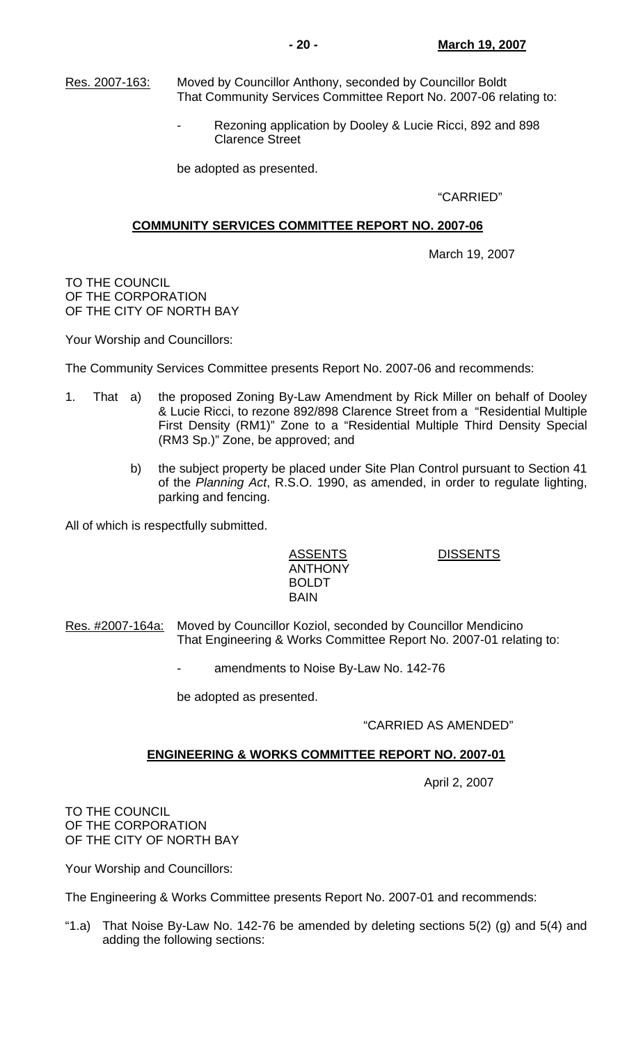Res. 2007-163: Moved by Councillor Anthony, seconded by Councillor Boldt
That Community Services Committee Report No. 2007-06 relating to:

- Rezoning application by Dooley & Lucie Ricci, 892 and 898 Clarence Street

be adopted as presented.

"CARRIED"

## COMMUNITY SERVICES COMMITTEE REPORT NO. 2007-06

March 19, 2007

TO THE COUNCIL
OF THE CORPORATION
OF THE CITY OF NORTH BAY

Your Worship and Councillors:

The Community Services Committee presents Report No. 2007-06 and recommends:

1. That a) the proposed Zoning By-Law Amendment by Rick Miller on behalf of Dooley & Lucie Ricci, to rezone 892/898 Clarence Street from a "Residential Multiple First Density (RM1)" Zone to a "Residential Multiple Third Density Special (RM3 Sp.)" Zone, be approved; and

   b) the subject property be placed under Site Plan Control pursuant to Section 41 of the *Planning Act*, R.S.O. 1990, as amended, in order to regulate lighting, parking and fencing.

All of which is respectfully submitted.

| ASSENTS | DISSENTS |
|---|---|
| ANTHONY | |
| BOLDT | |
| BAIN | |

Res. #2007-164a: Moved by Councillor Koziol, seconded by Councillor Mendicino
That Engineering & Works Committee Report No. 2007-01 relating to:

- amendments to Noise By-Law No. 142-76

be adopted as presented.

"CARRIED AS AMENDED"

## ENGINEERING & WORKS COMMITTEE REPORT NO. 2007-01

April 2, 2007

TO THE COUNCIL
OF THE CORPORATION
OF THE CITY OF NORTH BAY

Your Worship and Councillors:

The Engineering & Works Committee presents Report No. 2007-01 and recommends:

"1.a) That Noise By-Law No. 142-76 be amended by deleting sections 5(2) (g) and 5(4) and adding the following sections: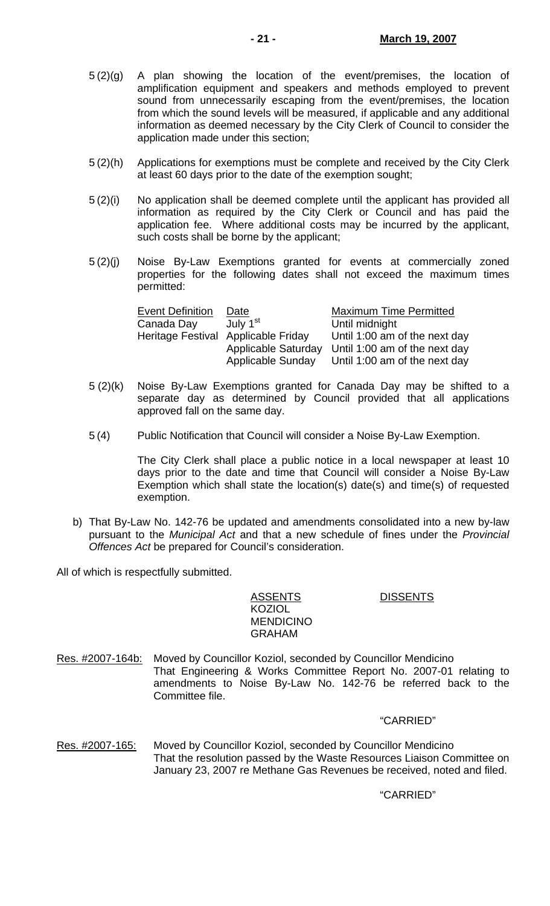5 (2)(g) A plan showing the location of the event/premises, the location of amplification equipment and speakers and methods employed to prevent sound from unnecessarily escaping from the event/premises, the location from which the sound levels will be measured, if applicable and any additional information as deemed necessary by the City Clerk of Council to consider the application made under this section;

5 (2)(h) Applications for exemptions must be complete and received by the City Clerk at least 60 days prior to the date of the exemption sought;

5 (2)(i) No application shall be deemed complete until the applicant has provided all information as required by the City Clerk or Council and has paid the application fee. Where additional costs may be incurred by the applicant, such costs shall be borne by the applicant;

5 (2)(j) Noise By-Law Exemptions granted for events at commercially zoned properties for the following dates shall not exceed the maximum times permitted:

| Event Definition | Date | Maximum Time Permitted |
|---|---|---|
| Canada Day | July 1st | Until midnight |
| Heritage Festival | Applicable Friday | Until 1:00 am of the next day |
| | Applicable Saturday | Until 1:00 am of the next day |
| | Applicable Sunday | Until 1:00 am of the next day |

5 (2)(k) Noise By-Law Exemptions granted for Canada Day may be shifted to a separate day as determined by Council provided that all applications approved fall on the same day.

5 (4) Public Notification that Council will consider a Noise By-Law Exemption.

The City Clerk shall place a public notice in a local newspaper at least 10 days prior to the date and time that Council will consider a Noise By-Law Exemption which shall state the location(s) date(s) and time(s) of requested exemption.

b) That By-Law No. 142-76 be updated and amendments consolidated into a new by-law pursuant to the *Municipal Act* and that a new schedule of fines under the *Provincial Offences Act* be prepared for Council's consideration.

All of which is respectfully submitted.

| ASSENTS | DISSENTS |
|---|---|
| KOZIOL | |
| MENDICINO | |
| GRAHAM | |

Res. #2007-164b: Moved by Councillor Koziol, seconded by Councillor Mendicino
That Engineering & Works Committee Report No. 2007-01 relating to amendments to Noise By-Law No. 142-76 be referred back to the Committee file.

"CARRIED"

Res. #2007-165: Moved by Councillor Koziol, seconded by Councillor Mendicino
That the resolution passed by the Waste Resources Liaison Committee on January 23, 2007 re Methane Gas Revenues be received, noted and filed.

"CARRIED"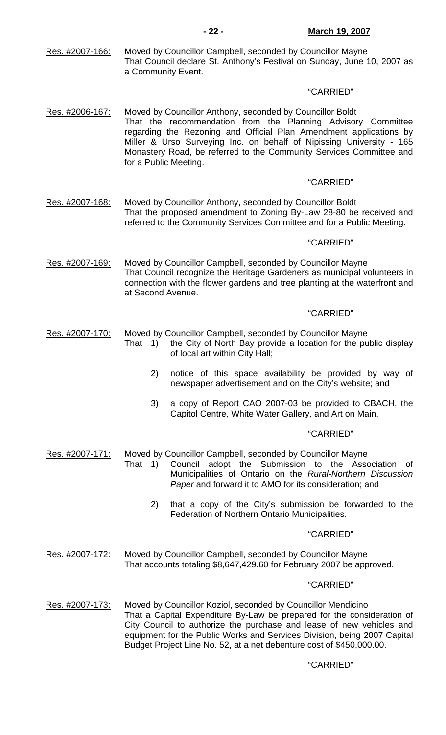Res. #2007-166: Moved by Councillor Campbell, seconded by Councillor Mayne
That Council declare St. Anthony's Festival on Sunday, June 10, 2007 as a Community Event.

"CARRIED"

Res. #2006-167: Moved by Councillor Anthony, seconded by Councillor Boldt
That the recommendation from the Planning Advisory Committee regarding the Rezoning and Official Plan Amendment applications by Miller & Urso Surveying Inc. on behalf of Nipissing University - 165 Monastery Road, be referred to the Community Services Committee and for a Public Meeting.

"CARRIED"

Res. #2007-168: Moved by Councillor Anthony, seconded by Councillor Boldt
That the proposed amendment to Zoning By-Law 28-80 be received and referred to the Community Services Committee and for a Public Meeting.

"CARRIED"

Res. #2007-169: Moved by Councillor Campbell, seconded by Councillor Mayne
That Council recognize the Heritage Gardeners as municipal volunteers in connection with the flower gardens and tree planting at the waterfront and at Second Avenue.

"CARRIED"

Res. #2007-170: Moved by Councillor Campbell, seconded by Councillor Mayne
That 1) the City of North Bay provide a location for the public display of local art within City Hall;

2) notice of this space availability be provided by way of newspaper advertisement and on the City's website; and

3) a copy of Report CAO 2007-03 be provided to CBACH, the Capitol Centre, White Water Gallery, and Art on Main.

"CARRIED"

Res. #2007-171: Moved by Councillor Campbell, seconded by Councillor Mayne
That 1) Council adopt the Submission to the Association of Municipalities of Ontario on the *Rural-Northern Discussion Paper* and forward it to AMO for its consideration; and

2) that a copy of the City's submission be forwarded to the Federation of Northern Ontario Municipalities.

"CARRIED"

Res. #2007-172: Moved by Councillor Campbell, seconded by Councillor Mayne
That accounts totaling $8,647,429.60 for February 2007 be approved.

"CARRIED"

Res. #2007-173: Moved by Councillor Koziol, seconded by Councillor Mendicino
That a Capital Expenditure By-Law be prepared for the consideration of City Council to authorize the purchase and lease of new vehicles and equipment for the Public Works and Services Division, being 2007 Capital Budget Project Line No. 52, at a net debenture cost of $450,000.00.

"CARRIED"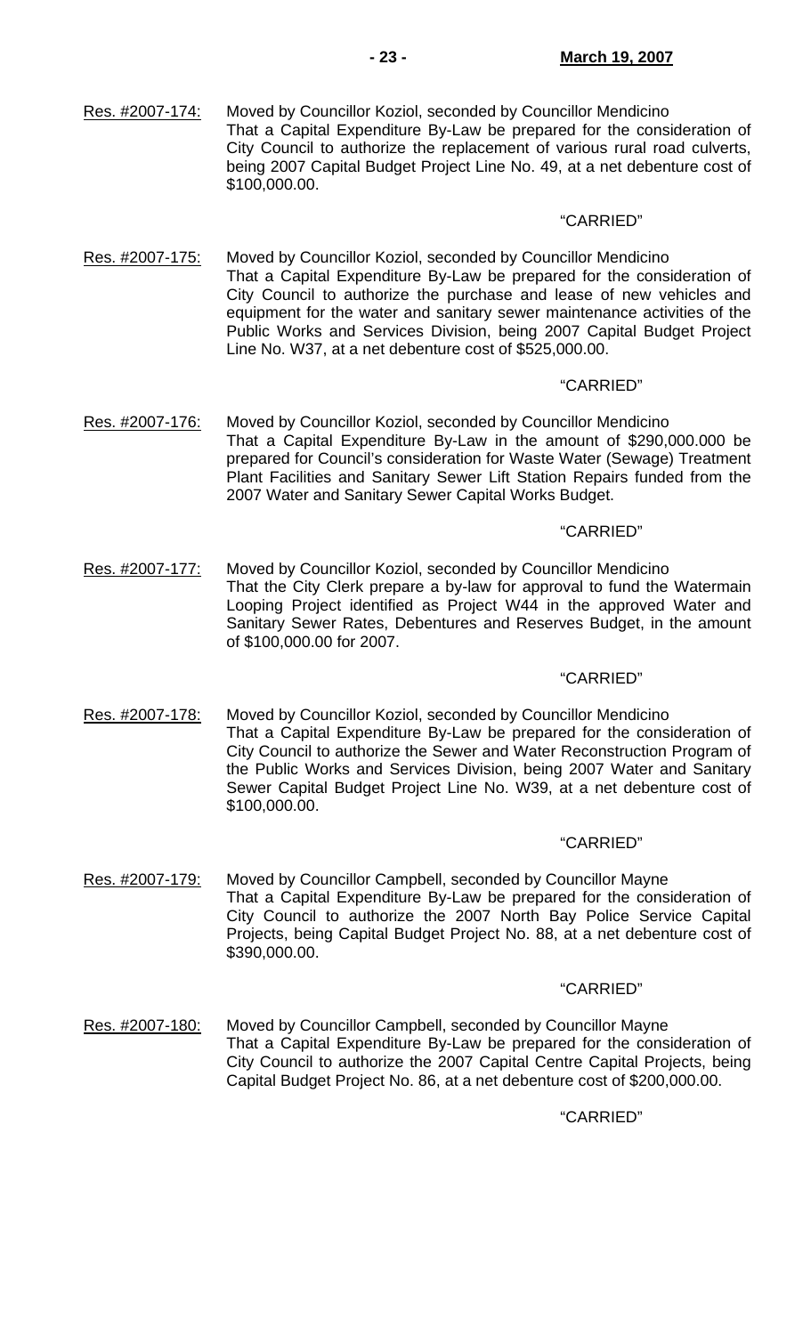Res. #2007-174: Moved by Councillor Koziol, seconded by Councillor Mendicino
That a Capital Expenditure By-Law be prepared for the consideration of City Council to authorize the replacement of various rural road culverts, being 2007 Capital Budget Project Line No. 49, at a net debenture cost of $100,000.00.

"CARRIED"

Res. #2007-175: Moved by Councillor Koziol, seconded by Councillor Mendicino
That a Capital Expenditure By-Law be prepared for the consideration of City Council to authorize the purchase and lease of new vehicles and equipment for the water and sanitary sewer maintenance activities of the Public Works and Services Division, being 2007 Capital Budget Project Line No. W37, at a net debenture cost of $525,000.00.

"CARRIED"

Res. #2007-176: Moved by Councillor Koziol, seconded by Councillor Mendicino
That a Capital Expenditure By-Law in the amount of $290,000.000 be prepared for Council's consideration for Waste Water (Sewage) Treatment Plant Facilities and Sanitary Sewer Lift Station Repairs funded from the 2007 Water and Sanitary Sewer Capital Works Budget.

"CARRIED"

Res. #2007-177: Moved by Councillor Koziol, seconded by Councillor Mendicino
That the City Clerk prepare a by-law for approval to fund the Watermain Looping Project identified as Project W44 in the approved Water and Sanitary Sewer Rates, Debentures and Reserves Budget, in the amount of $100,000.00 for 2007.

"CARRIED"

Res. #2007-178: Moved by Councillor Koziol, seconded by Councillor Mendicino
That a Capital Expenditure By-Law be prepared for the consideration of City Council to authorize the Sewer and Water Reconstruction Program of the Public Works and Services Division, being 2007 Water and Sanitary Sewer Capital Budget Project Line No. W39, at a net debenture cost of $100,000.00.

"CARRIED"

Res. #2007-179: Moved by Councillor Campbell, seconded by Councillor Mayne
That a Capital Expenditure By-Law be prepared for the consideration of City Council to authorize the 2007 North Bay Police Service Capital Projects, being Capital Budget Project No. 88, at a net debenture cost of $390,000.00.

"CARRIED"

Res. #2007-180: Moved by Councillor Campbell, seconded by Councillor Mayne
That a Capital Expenditure By-Law be prepared for the consideration of City Council to authorize the 2007 Capital Centre Capital Projects, being Capital Budget Project No. 86, at a net debenture cost of $200,000.00.

"CARRIED"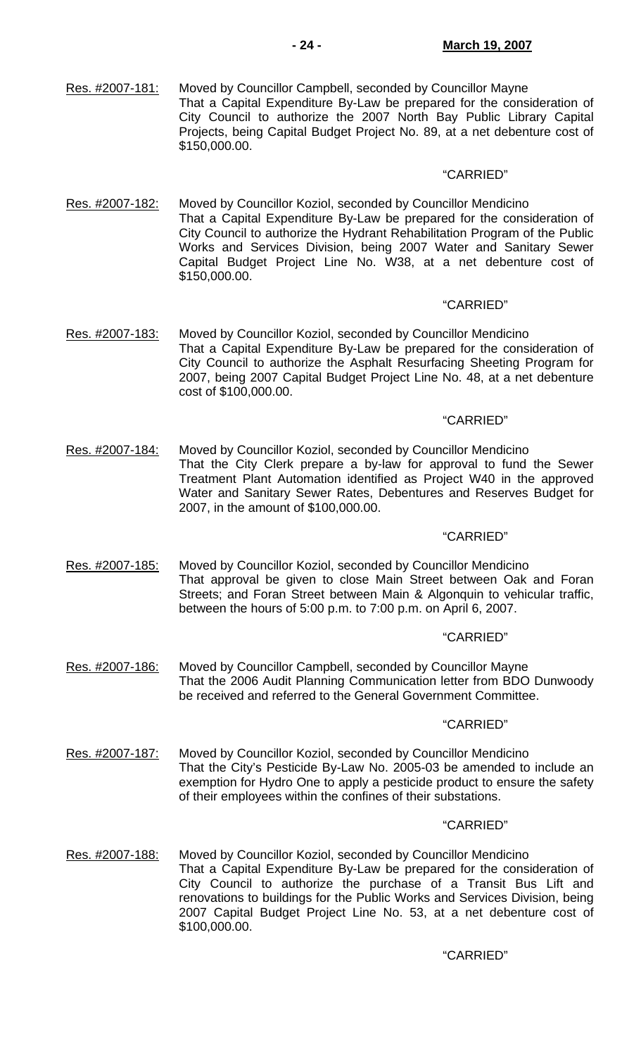Res. #2007-181: Moved by Councillor Campbell, seconded by Councillor Mayne
That a Capital Expenditure By-Law be prepared for the consideration of City Council to authorize the 2007 North Bay Public Library Capital Projects, being Capital Budget Project No. 89, at a net debenture cost of $150,000.00.

"CARRIED"

Res. #2007-182: Moved by Councillor Koziol, seconded by Councillor Mendicino
That a Capital Expenditure By-Law be prepared for the consideration of City Council to authorize the Hydrant Rehabilitation Program of the Public Works and Services Division, being 2007 Water and Sanitary Sewer Capital Budget Project Line No. W38, at a net debenture cost of $150,000.00.

"CARRIED"

Res. #2007-183: Moved by Councillor Koziol, seconded by Councillor Mendicino
That a Capital Expenditure By-Law be prepared for the consideration of City Council to authorize the Asphalt Resurfacing Sheeting Program for 2007, being 2007 Capital Budget Project Line No. 48, at a net debenture cost of $100,000.00.

"CARRIED"

Res. #2007-184: Moved by Councillor Koziol, seconded by Councillor Mendicino
That the City Clerk prepare a by-law for approval to fund the Sewer Treatment Plant Automation identified as Project W40 in the approved Water and Sanitary Sewer Rates, Debentures and Reserves Budget for 2007, in the amount of $100,000.00.

"CARRIED"

Res. #2007-185: Moved by Councillor Koziol, seconded by Councillor Mendicino
That approval be given to close Main Street between Oak and Foran Streets; and Foran Street between Main & Algonquin to vehicular traffic, between the hours of 5:00 p.m. to 7:00 p.m. on April 6, 2007.

"CARRIED"

Res. #2007-186: Moved by Councillor Campbell, seconded by Councillor Mayne
That the 2006 Audit Planning Communication letter from BDO Dunwoody be received and referred to the General Government Committee.

"CARRIED"

Res. #2007-187: Moved by Councillor Koziol, seconded by Councillor Mendicino
That the City's Pesticide By-Law No. 2005-03 be amended to include an exemption for Hydro One to apply a pesticide product to ensure the safety of their employees within the confines of their substations.

"CARRIED"

Res. #2007-188: Moved by Councillor Koziol, seconded by Councillor Mendicino
That a Capital Expenditure By-Law be prepared for the consideration of City Council to authorize the purchase of a Transit Bus Lift and renovations to buildings for the Public Works and Services Division, being 2007 Capital Budget Project Line No. 53, at a net debenture cost of $100,000.00.

"CARRIED"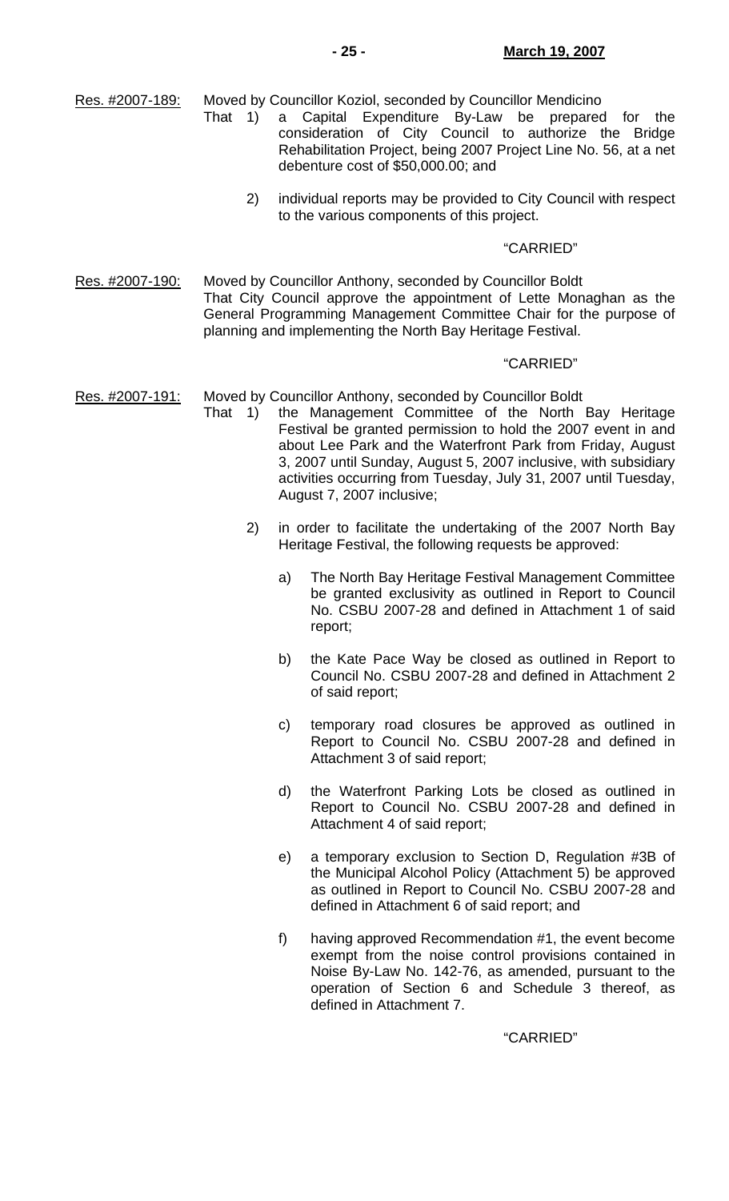Res. #2007-189: Moved by Councillor Koziol, seconded by Councillor Mendicino

That 1) a Capital Expenditure By-Law be prepared for the consideration of City Council to authorize the Bridge Rehabilitation Project, being 2007 Project Line No. 56, at a net debenture cost of $50,000.00; and

2) individual reports may be provided to City Council with respect to the various components of this project.

"CARRIED"

Res. #2007-190: Moved by Councillor Anthony, seconded by Councillor Boldt

That City Council approve the appointment of Lette Monaghan as the General Programming Management Committee Chair for the purpose of planning and implementing the North Bay Heritage Festival.

"CARRIED"

Res. #2007-191: Moved by Councillor Anthony, seconded by Councillor Boldt

That 1) the Management Committee of the North Bay Heritage Festival be granted permission to hold the 2007 event in and about Lee Park and the Waterfront Park from Friday, August 3, 2007 until Sunday, August 5, 2007 inclusive, with subsidiary activities occurring from Tuesday, July 31, 2007 until Tuesday, August 7, 2007 inclusive;

2) in order to facilitate the undertaking of the 2007 North Bay Heritage Festival, the following requests be approved:

a) The North Bay Heritage Festival Management Committee be granted exclusivity as outlined in Report to Council No. CSBU 2007-28 and defined in Attachment 1 of said report;

b) the Kate Pace Way be closed as outlined in Report to Council No. CSBU 2007-28 and defined in Attachment 2 of said report;

c) temporary road closures be approved as outlined in Report to Council No. CSBU 2007-28 and defined in Attachment 3 of said report;

d) the Waterfront Parking Lots be closed as outlined in Report to Council No. CSBU 2007-28 and defined in Attachment 4 of said report;

e) a temporary exclusion to Section D, Regulation #3B of the Municipal Alcohol Policy (Attachment 5) be approved as outlined in Report to Council No. CSBU 2007-28 and defined in Attachment 6 of said report; and

f) having approved Recommendation #1, the event become exempt from the noise control provisions contained in Noise By-Law No. 142-76, as amended, pursuant to the operation of Section 6 and Schedule 3 thereof, as defined in Attachment 7.

"CARRIED"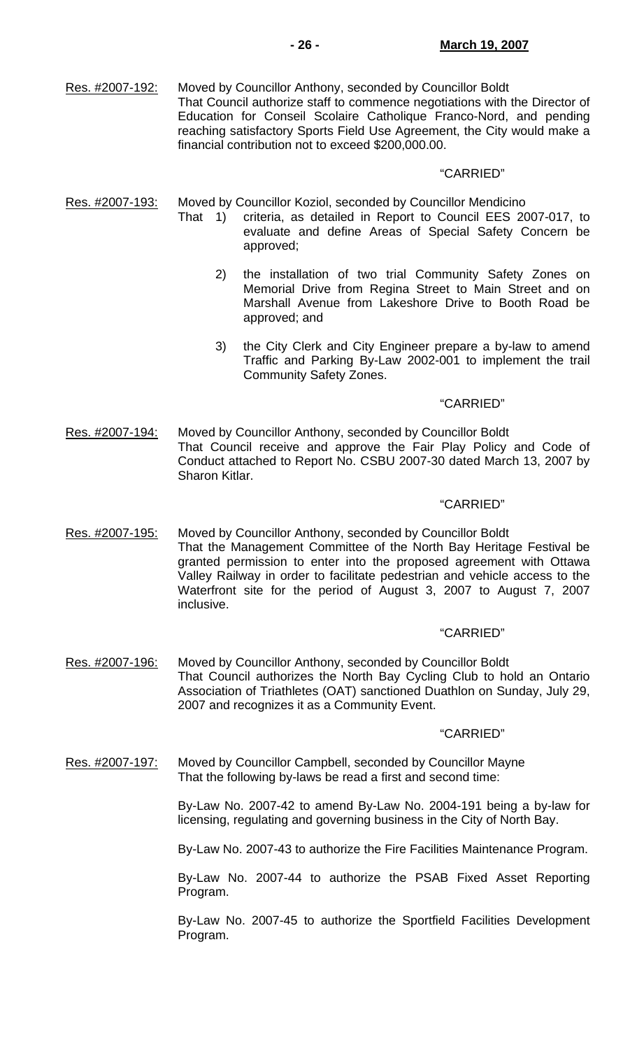Res. #2007-192: Moved by Councillor Anthony, seconded by Councillor Boldt
That Council authorize staff to commence negotiations with the Director of Education for Conseil Scolaire Catholique Franco-Nord, and pending reaching satisfactory Sports Field Use Agreement, the City would make a financial contribution not to exceed $200,000.00.

"CARRIED"

Res. #2007-193: Moved by Councillor Koziol, seconded by Councillor Mendicino
That 1) criteria, as detailed in Report to Council EES 2007-017, to evaluate and define Areas of Special Safety Concern be approved;

2) the installation of two trial Community Safety Zones on Memorial Drive from Regina Street to Main Street and on Marshall Avenue from Lakeshore Drive to Booth Road be approved; and

3) the City Clerk and City Engineer prepare a by-law to amend Traffic and Parking By-Law 2002-001 to implement the trail Community Safety Zones.

"CARRIED"

Res. #2007-194: Moved by Councillor Anthony, seconded by Councillor Boldt
That Council receive and approve the Fair Play Policy and Code of Conduct attached to Report No. CSBU 2007-30 dated March 13, 2007 by Sharon Kitlar.

"CARRIED"

Res. #2007-195: Moved by Councillor Anthony, seconded by Councillor Boldt
That the Management Committee of the North Bay Heritage Festival be granted permission to enter into the proposed agreement with Ottawa Valley Railway in order to facilitate pedestrian and vehicle access to the Waterfront site for the period of August 3, 2007 to August 7, 2007 inclusive.

"CARRIED"

Res. #2007-196: Moved by Councillor Anthony, seconded by Councillor Boldt
That Council authorizes the North Bay Cycling Club to hold an Ontario Association of Triathletes (OAT) sanctioned Duathlon on Sunday, July 29, 2007 and recognizes it as a Community Event.

"CARRIED"

Res. #2007-197: Moved by Councillor Campbell, seconded by Councillor Mayne
That the following by-laws be read a first and second time:

By-Law No. 2007-42 to amend By-Law No. 2004-191 being a by-law for licensing, regulating and governing business in the City of North Bay.

By-Law No. 2007-43 to authorize the Fire Facilities Maintenance Program.

By-Law No. 2007-44 to authorize the PSAB Fixed Asset Reporting Program.

By-Law No. 2007-45 to authorize the Sportfield Facilities Development Program.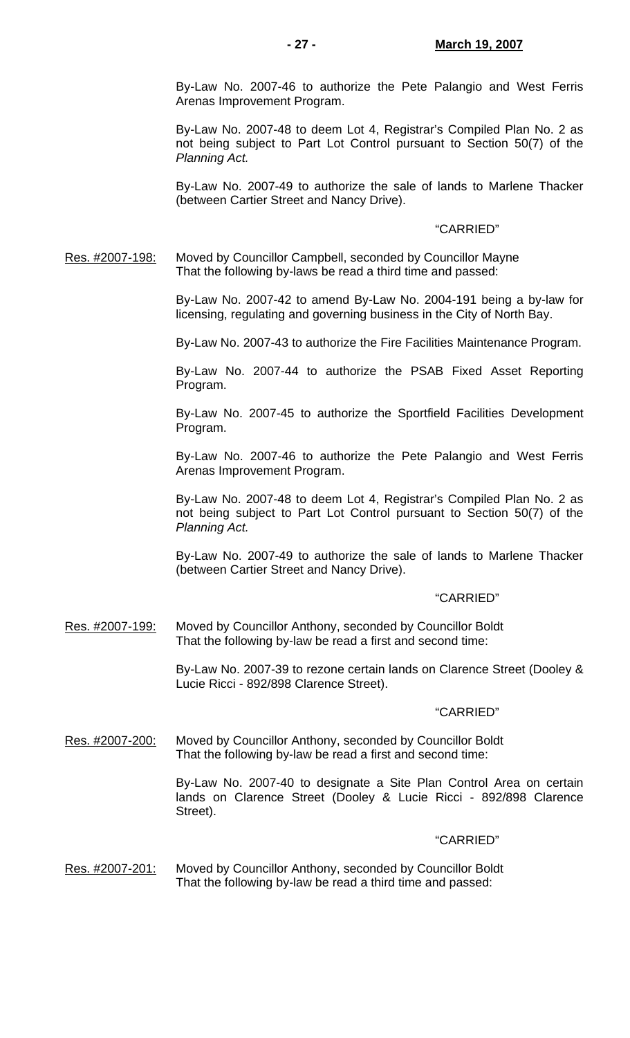By-Law No. 2007-46 to authorize the Pete Palangio and West Ferris Arenas Improvement Program.

By-Law No. 2007-48 to deem Lot 4, Registrar's Compiled Plan No. 2 as not being subject to Part Lot Control pursuant to Section 50(7) of the *Planning Act.*

By-Law No. 2007-49 to authorize the sale of lands to Marlene Thacker (between Cartier Street and Nancy Drive).

"CARRIED"

Res. #2007-198: Moved by Councillor Campbell, seconded by Councillor Mayne
That the following by-laws be read a third time and passed:

By-Law No. 2007-42 to amend By-Law No. 2004-191 being a by-law for licensing, regulating and governing business in the City of North Bay.

By-Law No. 2007-43 to authorize the Fire Facilities Maintenance Program.

By-Law No. 2007-44 to authorize the PSAB Fixed Asset Reporting Program.

By-Law No. 2007-45 to authorize the Sportfield Facilities Development Program.

By-Law No. 2007-46 to authorize the Pete Palangio and West Ferris Arenas Improvement Program.

By-Law No. 2007-48 to deem Lot 4, Registrar's Compiled Plan No. 2 as not being subject to Part Lot Control pursuant to Section 50(7) of the *Planning Act.*

By-Law No. 2007-49 to authorize the sale of lands to Marlene Thacker (between Cartier Street and Nancy Drive).

"CARRIED"

Res. #2007-199: Moved by Councillor Anthony, seconded by Councillor Boldt
That the following by-law be read a first and second time:

By-Law No. 2007-39 to rezone certain lands on Clarence Street (Dooley & Lucie Ricci - 892/898 Clarence Street).

"CARRIED"

Res. #2007-200: Moved by Councillor Anthony, seconded by Councillor Boldt
That the following by-law be read a first and second time:

By-Law No. 2007-40 to designate a Site Plan Control Area on certain lands on Clarence Street (Dooley & Lucie Ricci - 892/898 Clarence Street).

"CARRIED"

Res. #2007-201: Moved by Councillor Anthony, seconded by Councillor Boldt
That the following by-law be read a third time and passed: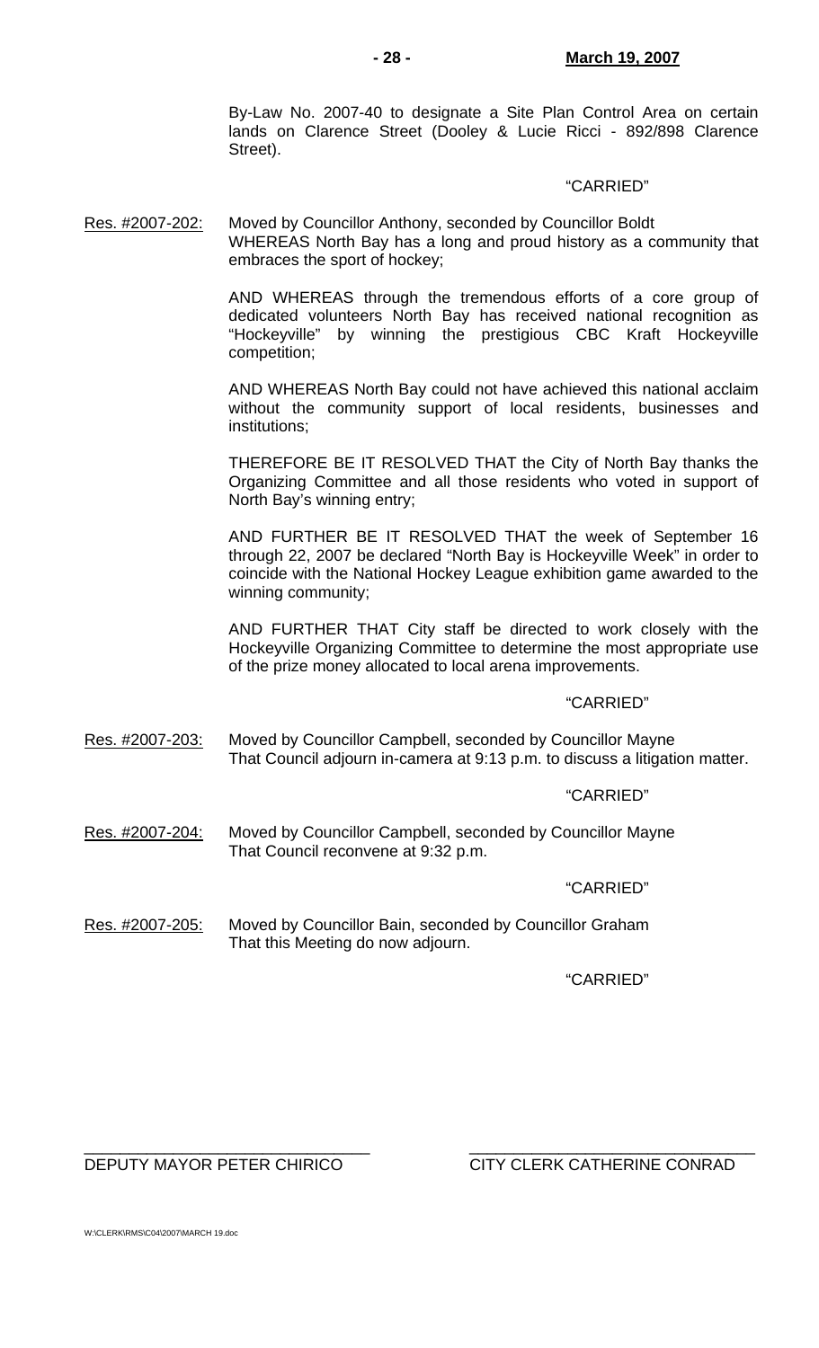By-Law No. 2007-40 to designate a Site Plan Control Area on certain lands on Clarence Street (Dooley & Lucie Ricci - 892/898 Clarence Street).

"CARRIED"

Res. #2007-202: Moved by Councillor Anthony, seconded by Councillor Boldt
WHEREAS North Bay has a long and proud history as a community that embraces the sport of hockey;

AND WHEREAS through the tremendous efforts of a core group of dedicated volunteers North Bay has received national recognition as "Hockeyville" by winning the prestigious CBC Kraft Hockeyville competition;

AND WHEREAS North Bay could not have achieved this national acclaim without the community support of local residents, businesses and institutions;

THEREFORE BE IT RESOLVED THAT the City of North Bay thanks the Organizing Committee and all those residents who voted in support of North Bay's winning entry;

AND FURTHER BE IT RESOLVED THAT the week of September 16 through 22, 2007 be declared "North Bay is Hockeyville Week" in order to coincide with the National Hockey League exhibition game awarded to the winning community;

AND FURTHER THAT City staff be directed to work closely with the Hockeyville Organizing Committee to determine the most appropriate use of the prize money allocated to local arena improvements.

"CARRIED"

Res. #2007-203: Moved by Councillor Campbell, seconded by Councillor Mayne
That Council adjourn in-camera at 9:13 p.m. to discuss a litigation matter.

"CARRIED"

Res. #2007-204: Moved by Councillor Campbell, seconded by Councillor Mayne
That Council reconvene at 9:32 p.m.

"CARRIED"

Res. #2007-205: Moved by Councillor Bain, seconded by Councillor Graham
That this Meeting do now adjourn.

"CARRIED"

_______________________________ _______________________________

DEPUTY MAYOR PETER CHIRICO CITY CLERK CATHERINE CONRAD

W:\CLERK\RMS\C04\2007\MARCH 19.doc